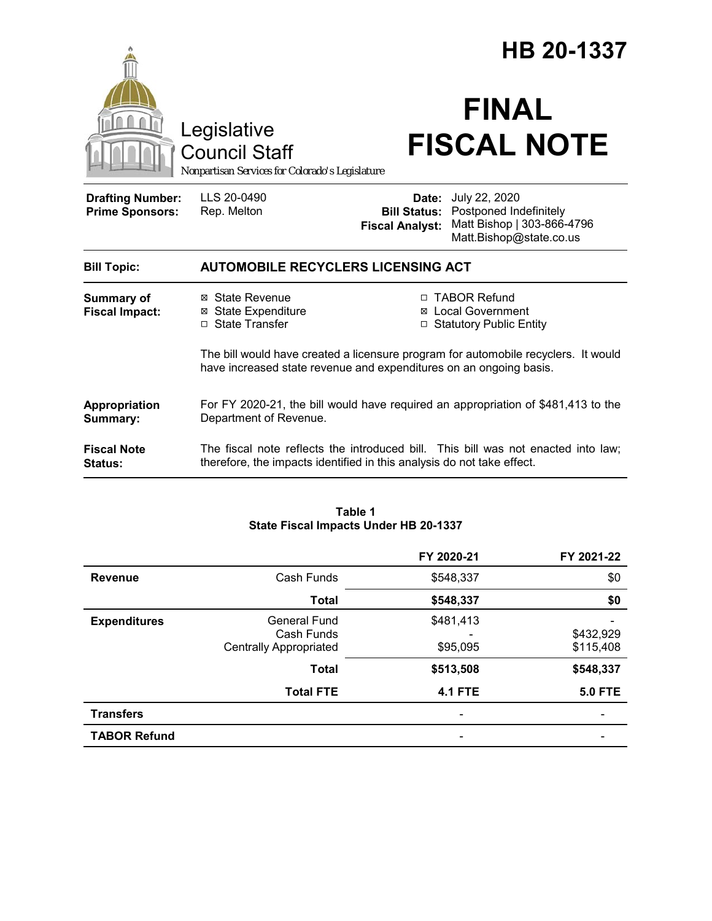# HB 20-1337

Legislative Council Staff

*Nonpartisan Services for Colorado's Legislature*

# FINAL FISCAL NOTE

| | | | |
|---|---|---|---|
| **Drafting Number:** | LLS 20-0490 | **Date:** | July 22, 2020 |
| **Prime Sponsors:** | Rep. Melton | **Bill Status:** | Postponed Indefinitely |
| | | **Fiscal Analyst:** | Matt Bishop \| 303-866-4796<br>Matt.Bishop@state.co.us |

| | |
|---|---|
| **Bill Topic:** | **AUTOMOBILE RECYCLERS LICENSING ACT** |
| **Summary of Fiscal Impact:** | ☒ State Revenue ☒ State Expenditure ☐ State Transfer ☐ TABOR Refund ☒ Local Government ☐ Statutory Public Entity<br><br>The bill would have created a licensure program for automobile recyclers. It would have increased state revenue and expenditures on an ongoing basis. |
| **Appropriation Summary:** | For FY 2020-21, the bill would have required an appropriation of $481,413 to the Department of Revenue. |
| **Fiscal Note Status:** | The fiscal note reflects the introduced bill. This bill was not enacted into law; therefore, the impacts identified in this analysis do not take effect. |

**Table 1**
**State Fiscal Impacts Under HB 20-1337**

| | | FY 2020-21 | FY 2021-22 |
|---|---|---|---|
| **Revenue** | Cash Funds | $548,337 | $0 |
| | **Total** | **$548,337** | **$0** |
| **Expenditures** | General Fund | $481,413 | - |
| | Cash Funds | - | $432,929 |
| | Centrally Appropriated | $95,095 | $115,408 |
| | **Total** | **$513,508** | **$548,337** |
| | **Total FTE** | **4.1 FTE** | **5.0 FTE** |
| **Transfers** | | - | - |
| **TABOR Refund** | | - | - |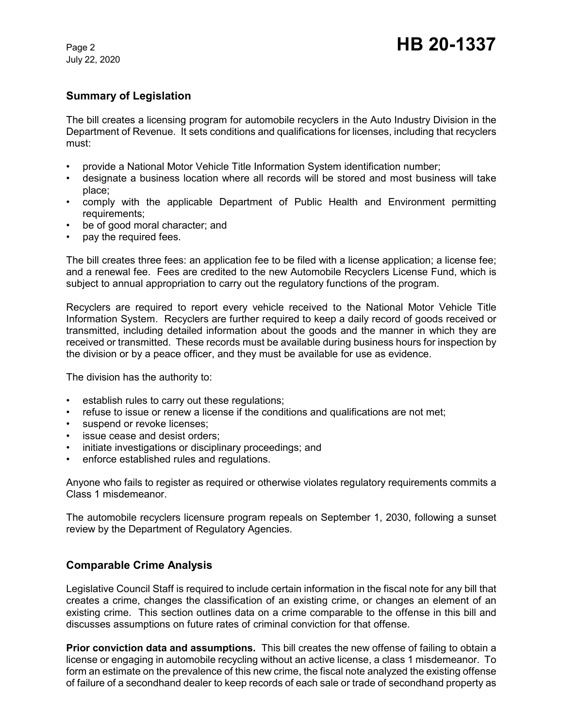## Summary of Legislation

The bill creates a licensing program for automobile recyclers in the Auto Industry Division in the Department of Revenue. It sets conditions and qualifications for licenses, including that recyclers must:

- provide a National Motor Vehicle Title Information System identification number;
- designate a business location where all records will be stored and most business will take place;
- comply with the applicable Department of Public Health and Environment permitting requirements;
- be of good moral character; and
- pay the required fees.

The bill creates three fees: an application fee to be filed with a license application; a license fee; and a renewal fee. Fees are credited to the new Automobile Recyclers License Fund, which is subject to annual appropriation to carry out the regulatory functions of the program.

Recyclers are required to report every vehicle received to the National Motor Vehicle Title Information System. Recyclers are further required to keep a daily record of goods received or transmitted, including detailed information about the goods and the manner in which they are received or transmitted. These records must be available during business hours for inspection by the division or by a peace officer, and they must be available for use as evidence.

The division has the authority to:

- establish rules to carry out these regulations;
- refuse to issue or renew a license if the conditions and qualifications are not met;
- suspend or revoke licenses;
- issue cease and desist orders;
- initiate investigations or disciplinary proceedings; and
- enforce established rules and regulations.

Anyone who fails to register as required or otherwise violates regulatory requirements commits a Class 1 misdemeanor.

The automobile recyclers licensure program repeals on September 1, 2030, following a sunset review by the Department of Regulatory Agencies.

## Comparable Crime Analysis

Legislative Council Staff is required to include certain information in the fiscal note for any bill that creates a crime, changes the classification of an existing crime, or changes an element of an existing crime. This section outlines data on a crime comparable to the offense in this bill and discusses assumptions on future rates of criminal conviction for that offense.

**Prior conviction data and assumptions.** This bill creates the new offense of failing to obtain a license or engaging in automobile recycling without an active license, a class 1 misdemeanor. To form an estimate on the prevalence of this new crime, the fiscal note analyzed the existing offense of failure of a secondhand dealer to keep records of each sale or trade of secondhand property as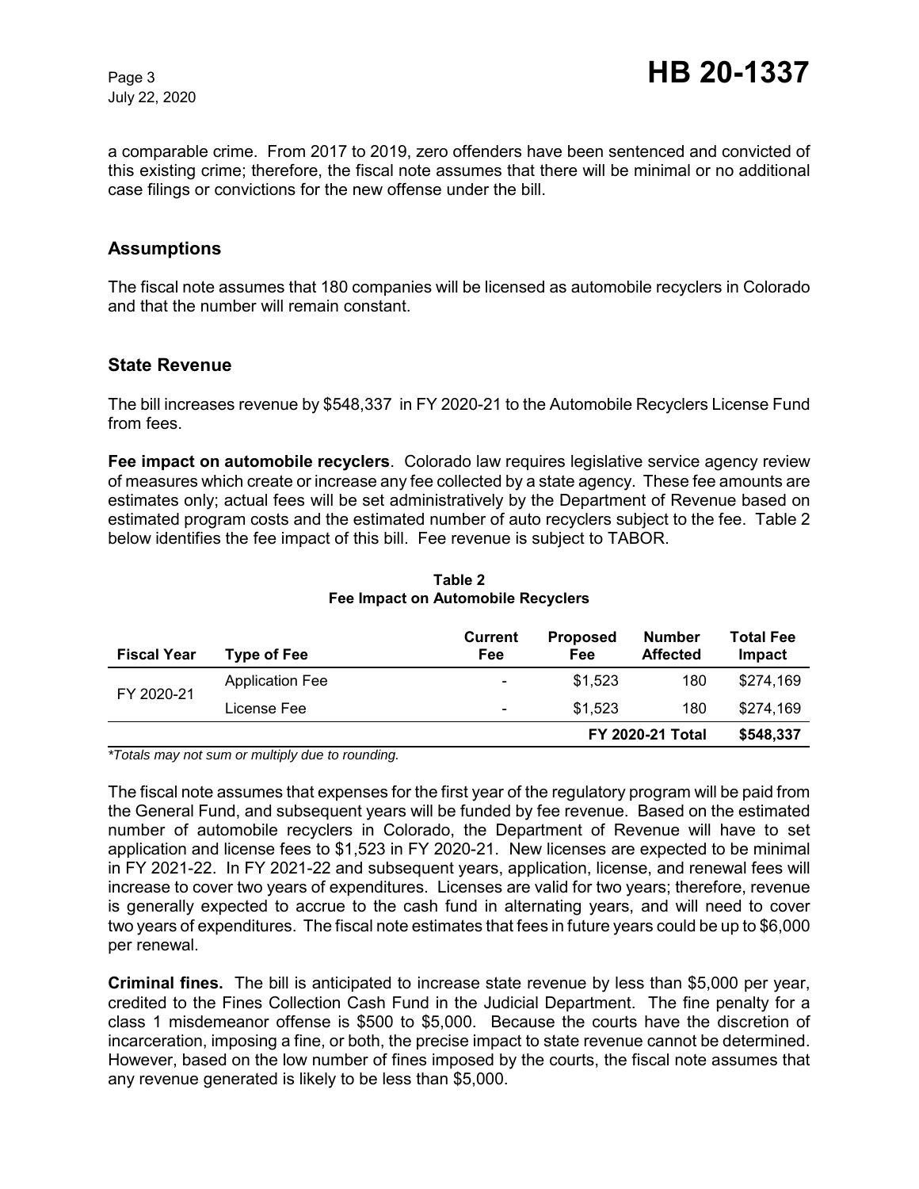a comparable crime. From 2017 to 2019, zero offenders have been sentenced and convicted of this existing crime; therefore, the fiscal note assumes that there will be minimal or no additional case filings or convictions for the new offense under the bill.

## Assumptions

The fiscal note assumes that 180 companies will be licensed as automobile recyclers in Colorado and that the number will remain constant.

## State Revenue

The bill increases revenue by $548,337 in FY 2020-21 to the Automobile Recyclers License Fund from fees.

**Fee impact on automobile recyclers**. Colorado law requires legislative service agency review of measures which create or increase any fee collected by a state agency. These fee amounts are estimates only; actual fees will be set administratively by the Department of Revenue based on estimated program costs and the estimated number of auto recyclers subject to the fee. Table 2 below identifies the fee impact of this bill. Fee revenue is subject to TABOR.

**Table 2**
**Fee Impact on Automobile Recyclers**

| Fiscal Year | Type of Fee | Current Fee | Proposed Fee | Number Affected | Total Fee Impact |
|---|---|---|---|---|---|
| FY 2020-21 | Application Fee | - | $1,523 | 180 | $274,169 |
| | License Fee | - | $1,523 | 180 | $274,169 |
| | | | | **FY 2020-21 Total** | **$548,337** |

*\*Totals may not sum or multiply due to rounding.*

The fiscal note assumes that expenses for the first year of the regulatory program will be paid from the General Fund, and subsequent years will be funded by fee revenue. Based on the estimated number of automobile recyclers in Colorado, the Department of Revenue will have to set application and license fees to $1,523 in FY 2020-21. New licenses are expected to be minimal in FY 2021-22. In FY 2021-22 and subsequent years, application, license, and renewal fees will increase to cover two years of expenditures. Licenses are valid for two years; therefore, revenue is generally expected to accrue to the cash fund in alternating years, and will need to cover two years of expenditures. The fiscal note estimates that fees in future years could be up to $6,000 per renewal.

**Criminal fines.** The bill is anticipated to increase state revenue by less than $5,000 per year, credited to the Fines Collection Cash Fund in the Judicial Department. The fine penalty for a class 1 misdemeanor offense is $500 to $5,000. Because the courts have the discretion of incarceration, imposing a fine, or both, the precise impact to state revenue cannot be determined. However, based on the low number of fines imposed by the courts, the fiscal note assumes that any revenue generated is likely to be less than $5,000.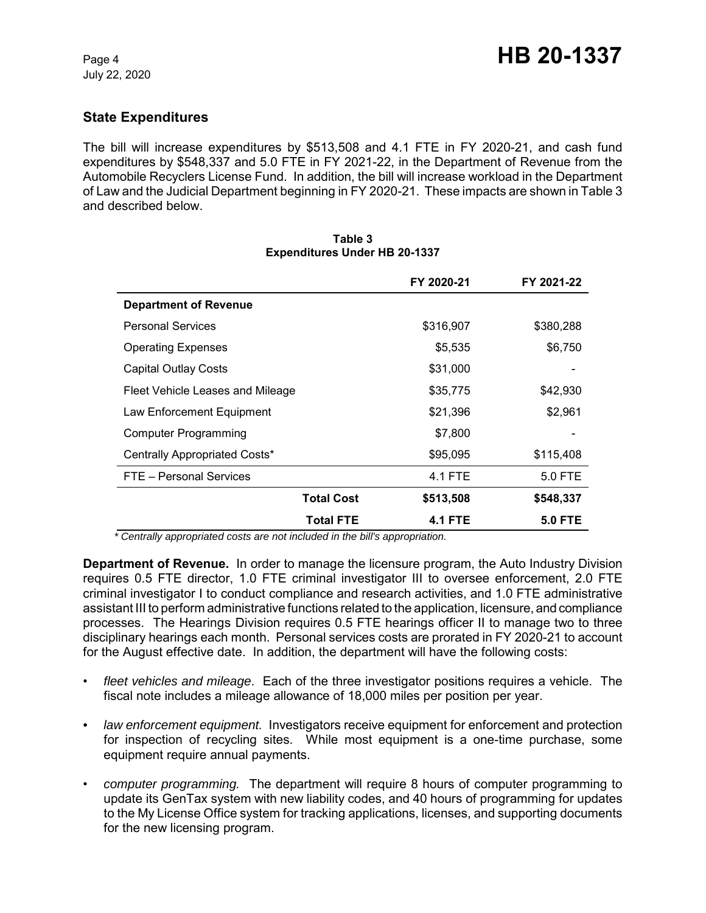## State Expenditures

The bill will increase expenditures by $513,508 and 4.1 FTE in FY 2020-21, and cash fund expenditures by $548,337 and 5.0 FTE in FY 2021-22, in the Department of Revenue from the Automobile Recyclers License Fund. In addition, the bill will increase workload in the Department of Law and the Judicial Department beginning in FY 2020-21. These impacts are shown in Table 3 and described below.

**Table 3**
**Expenditures Under HB 20-1337**

| | FY 2020-21 | FY 2021-22 |
|---|---|---|
| **Department of Revenue** | | |
| Personal Services | $316,907 | $380,288 |
| Operating Expenses | $5,535 | $6,750 |
| Capital Outlay Costs | $31,000 | - |
| Fleet Vehicle Leases and Mileage | $35,775 | $42,930 |
| Law Enforcement Equipment | $21,396 | $2,961 |
| Computer Programming | $7,800 | - |
| Centrally Appropriated Costs* | $95,095 | $115,408 |
| FTE – Personal Services | 4.1 FTE | 5.0 FTE |
| **Total Cost** | **$513,508** | **$548,337** |
| **Total FTE** | **4.1 FTE** | **5.0 FTE** |

*\* Centrally appropriated costs are not included in the bill's appropriation.*

**Department of Revenue.** In order to manage the licensure program, the Auto Industry Division requires 0.5 FTE director, 1.0 FTE criminal investigator III to oversee enforcement, 2.0 FTE criminal investigator I to conduct compliance and research activities, and 1.0 FTE administrative assistant III to perform administrative functions related to the application, licensure, and compliance processes. The Hearings Division requires 0.5 FTE hearings officer II to manage two to three disciplinary hearings each month. Personal services costs are prorated in FY 2020-21 to account for the August effective date. In addition, the department will have the following costs:

- *fleet vehicles and mileage*. Each of the three investigator positions requires a vehicle. The fiscal note includes a mileage allowance of 18,000 miles per position per year.
- *law enforcement equipment.* Investigators receive equipment for enforcement and protection for inspection of recycling sites. While most equipment is a one-time purchase, some equipment require annual payments.
- *computer programming.* The department will require 8 hours of computer programming to update its GenTax system with new liability codes, and 40 hours of programming for updates to the My License Office system for tracking applications, licenses, and supporting documents for the new licensing program.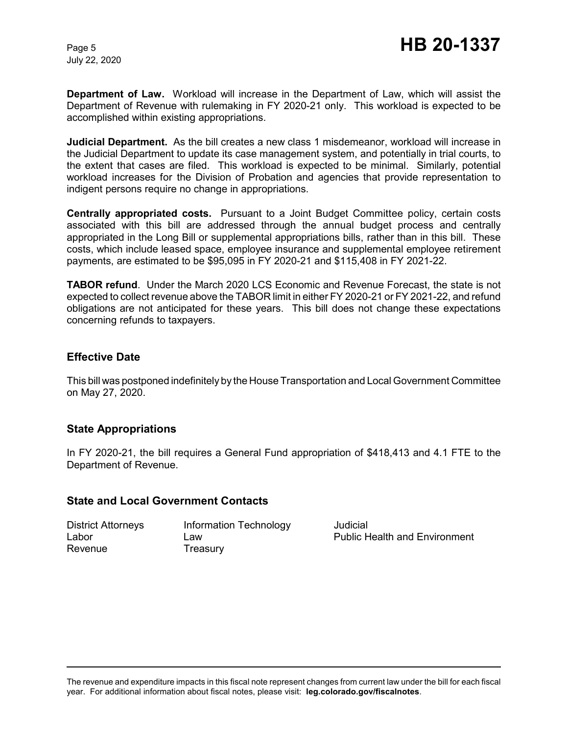**Department of Law.** Workload will increase in the Department of Law, which will assist the Department of Revenue with rulemaking in FY 2020-21 only. This workload is expected to be accomplished within existing appropriations.

**Judicial Department.** As the bill creates a new class 1 misdemeanor, workload will increase in the Judicial Department to update its case management system, and potentially in trial courts, to the extent that cases are filed. This workload is expected to be minimal. Similarly, potential workload increases for the Division of Probation and agencies that provide representation to indigent persons require no change in appropriations.

**Centrally appropriated costs.** Pursuant to a Joint Budget Committee policy, certain costs associated with this bill are addressed through the annual budget process and centrally appropriated in the Long Bill or supplemental appropriations bills, rather than in this bill. These costs, which include leased space, employee insurance and supplemental employee retirement payments, are estimated to be $95,095 in FY 2020-21 and $115,408 in FY 2021-22.

**TABOR refund**. Under the March 2020 LCS Economic and Revenue Forecast, the state is not expected to collect revenue above the TABOR limit in either FY 2020-21 or FY 2021-22, and refund obligations are not anticipated for these years. This bill does not change these expectations concerning refunds to taxpayers.

## Effective Date

This bill was postponed indefinitely by the House Transportation and Local Government Committee on May 27, 2020.

## State Appropriations

In FY 2020-21, the bill requires a General Fund appropriation of $418,413 and 4.1 FTE to the Department of Revenue.

## State and Local Government Contacts

| | | |
|---|---|---|
| District Attorneys | Information Technology | Judicial |
| Labor | Law | Public Health and Environment |
| Revenue | Treasury | |

The revenue and expenditure impacts in this fiscal note represent changes from current law under the bill for each fiscal year. For additional information about fiscal notes, please visit: **leg.colorado.gov/fiscalnotes**.